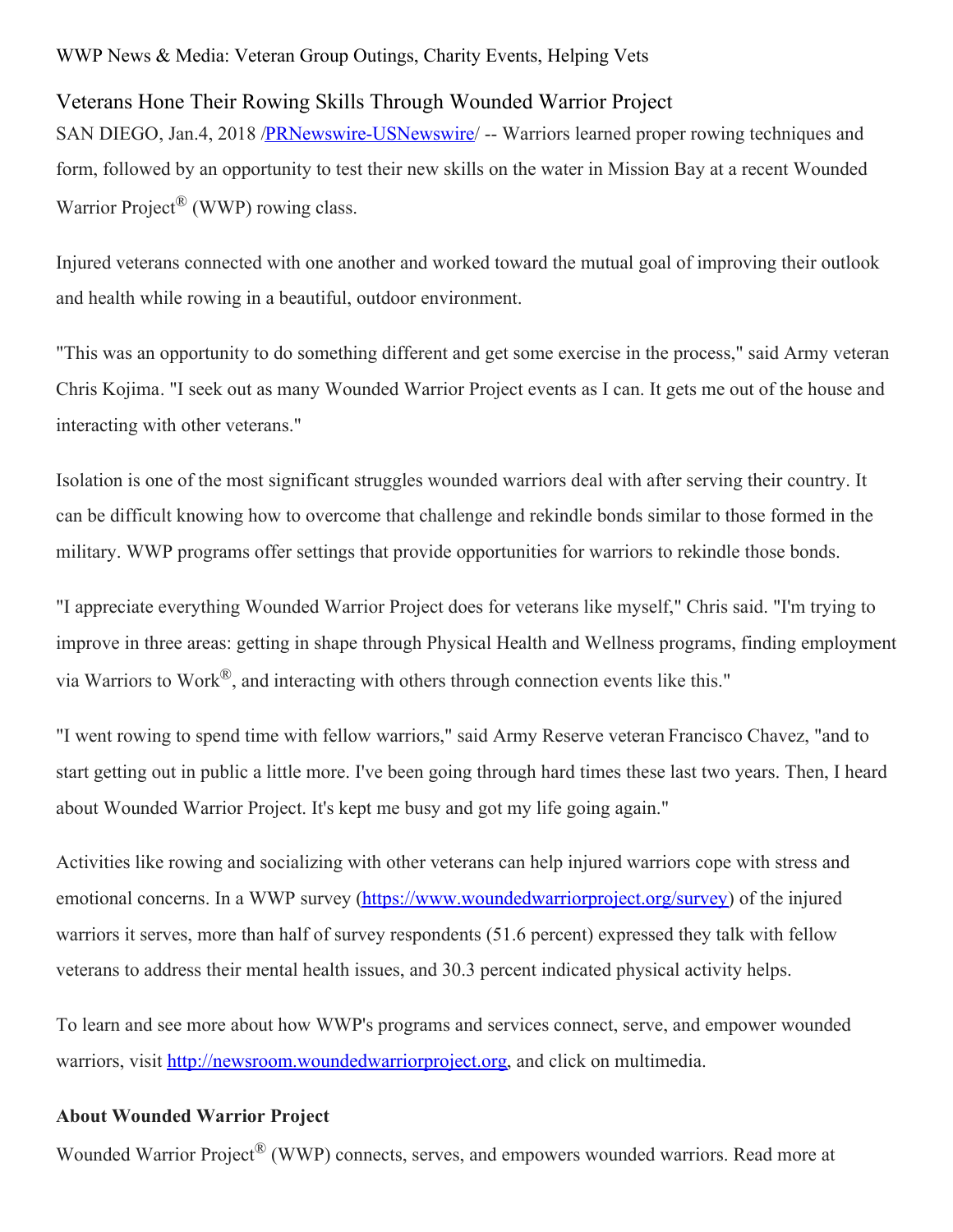WWP News & Media: Veteran Group Outings, Charity Events, Helping Vets

# Veterans Hone Their Rowing Skills Through Wounded Warrior Project

SAN DIEGO, Jan.4, 2018 /PRNewswire-USNewswire/ -- Warriors learned proper rowing techniques and form, followed by an opportunity to test their new skills on the water in Mission Bay at a recent Wounded Warrior Project® (WWP) rowing class.

Injured veterans connected with one another and worked toward the mutual goal of improving their outlook and health while rowing in a beautiful, outdoor environment.

"This was an opportunity to do something different and get some exercise in the process," said Army veteran Chris Kojima. "I seek out as many Wounded Warrior Project events as I can. It gets me out of the house and interacting with other veterans."

Isolation is one of the most significant struggles wounded warriors deal with after serving their country. It can be difficult knowing how to overcome that challenge and rekindle bonds similar to those formed in the military. WWP programs offer settings that provide opportunities for warriors to rekindle those bonds.

"I appreciate everything Wounded Warrior Project does for veterans like myself," Chris said. "I'm trying to improve in three areas: getting in shape through Physical Health and Wellness programs, finding employment via Warriors to Work®, and interacting with others through connection events like this."

"I went rowing to spend time with fellow warriors," said Army Reserve veteran Francisco Chavez, "and to start getting out in public a little more. I've been going through hard times these last two years. Then, I heard about Wounded Warrior Project. It's kept me busy and got my life going again."

Activities like rowing and socializing with other veterans can help injured warriors cope with stress and emotional concerns. In a WWP survey (https://www.woundedwarriorproject.org/survey) of the injured warriors it serves, more than half of survey respondents (51.6 percent) expressed they talk with fellow veterans to address their mental health issues, and 30.3 percent indicated physical activity helps.

To learn and see more about how WWP's programs and services connect, serve, and empower wounded warriors, visit http://newsroom.woundedwarriorproject.org, and click on multimedia.

**About Wounded Warrior Project**

Wounded Warrior Project® (WWP) connects, serves, and empowers wounded warriors. Read more at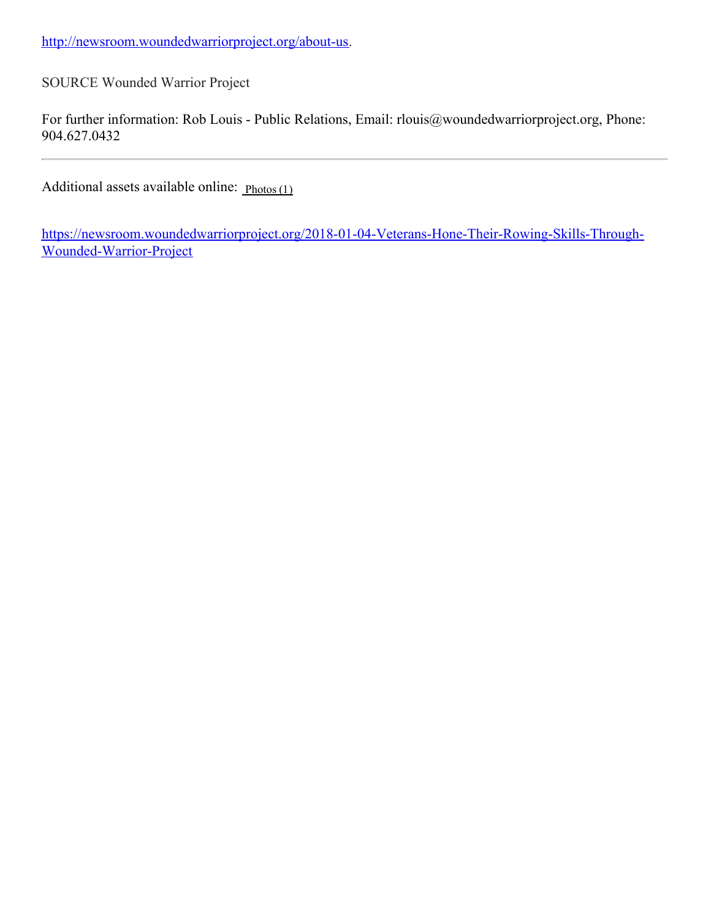http://newsroom.woundedwarriorproject.org/about-us.

SOURCE Wounded Warrior Project

For further information: Rob Louis - Public Relations, Email: rlouis@woundedwarriorproject.org, Phone: 904.627.0432

---

Additional assets available online: Photos (1)

https://newsroom.woundedwarriorproject.org/2018-01-04-Veterans-Hone-Their-Rowing-Skills-Through-Wounded-Warrior-Project